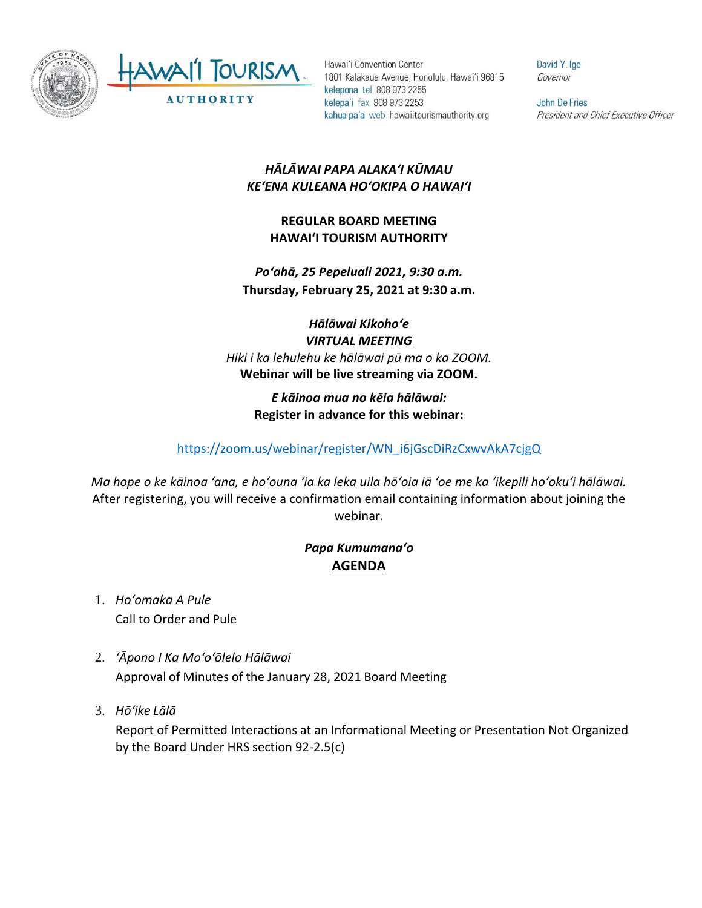Hawaiʻi Convention Center
1801 Kalākaua Avenue, Honolulu, Hawaiʻi 96815
kelepona tel 808 973 2255
kelepaʻi fax 808 973 2253
kahua paʻa web hawaiitourismauthority.org

David Y. Ige
*Governor*

John De Fries
*President and Chief Executive Officer*

# *HĀLĀWAI PAPA ALAKAʻI KŪMAU*
# *KEʻENA KULEANA HOʻOKIPA O HAWAIʻI*

## REGULAR BOARD MEETING
## HAWAIʻI TOURISM AUTHORITY

***Poʻahā, 25 Pepeluali 2021, 9:30 a.m.***
**Thursday, February 25, 2021 at 9:30 a.m.**

***Hālāwai Kikohoʻe***
***VIRTUAL MEETING***
*Hiki i ka lehulehu ke hālāwai pū ma o ka ZOOM.*
**Webinar will be live streaming via ZOOM.**

***E kāinoa mua no kēia hālāwai:***
**Register in advance for this webinar:**

https://zoom.us/webinar/register/WN_i6jGscDiRzCxwvAkA7cjgQ

*Ma hope o ke kāinoa ʻana, e hoʻouna ʻia ka leka uila hōʻoia iā ʻoe me ka ʻikepili hoʻokuʻi hālāwai.*
After registering, you will receive a confirmation email containing information about joining the webinar.

***Papa Kumumanaʻo***
**AGENDA**

1. *Hoʻomaka A Pule*
   Call to Order and Pule

2. *ʻĀpono I Ka Moʻoʻōlelo Hālāwai*
   Approval of Minutes of the January 28, 2021 Board Meeting

3. *Hōʻike Lālā*
   Report of Permitted Interactions at an Informational Meeting or Presentation Not Organized by the Board Under HRS section 92-2.5(c)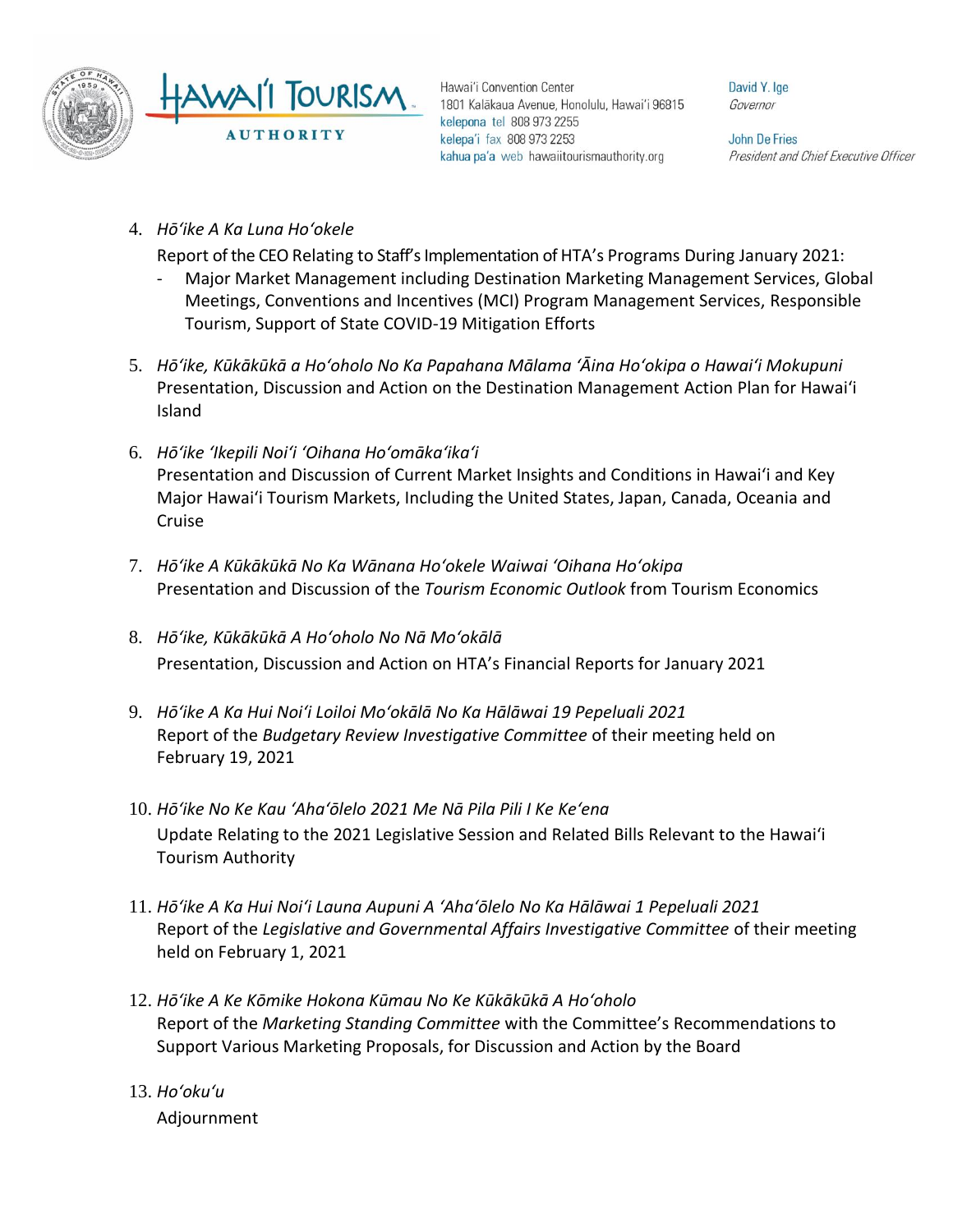4. *Hōʻike A Ka Luna Hoʻokele*
   Report of the CEO Relating to Staff's Implementation of HTA's Programs During January 2021:
   - Major Market Management including Destination Marketing Management Services, Global Meetings, Conventions and Incentives (MCI) Program Management Services, Responsible Tourism, Support of State COVID-19 Mitigation Efforts

5. *Hōʻike, Kūkākūkā a Hoʻoholo No Ka Papahana Mālama ʻĀina Hoʻokipa o Hawaiʻi Mokupuni*
   Presentation, Discussion and Action on the Destination Management Action Plan for Hawaiʻi Island

6. *Hōʻike ʻIkepili Noiʻi ʻOihana Hoʻomākaʻikaʻi*
   Presentation and Discussion of Current Market Insights and Conditions in Hawaiʻi and Key Major Hawaiʻi Tourism Markets, Including the United States, Japan, Canada, Oceania and Cruise

7. *Hōʻike A Kūkākūkā No Ka Wānana Hoʻokele Waiwai ʻOihana Hoʻokipa*
   Presentation and Discussion of the *Tourism Economic Outlook* from Tourism Economics

8. *Hōʻike, Kūkākūkā A Hoʻoholo No Nā Moʻokālā*
   Presentation, Discussion and Action on HTA's Financial Reports for January 2021

9. *Hōʻike A Ka Hui Noiʻi Loiloi Moʻokālā No Ka Hālāwai 19 Pepeluali 2021*
   Report of the *Budgetary Review Investigative Committee* of their meeting held on February 19, 2021

10. *Hōʻike No Ke Kau ʻAhaʻōlelo 2021 Me Nā Pila Pili I Ke Keʻena*
    Update Relating to the 2021 Legislative Session and Related Bills Relevant to the Hawaiʻi Tourism Authority

11. *Hōʻike A Ka Hui Noiʻi Launa Aupuni A ʻAhaʻōlelo No Ka Hālāwai 1 Pepeluali 2021*
    Report of the *Legislative and Governmental Affairs Investigative Committee* of their meeting held on February 1, 2021

12. *Hōʻike A Ke Kōmike Hokona Kūmau No Ke Kūkākūkā A Hoʻoholo*
    Report of the *Marketing Standing Committee* with the Committee's Recommendations to Support Various Marketing Proposals, for Discussion and Action by the Board

13. *Hoʻokuʻu*
    Adjournment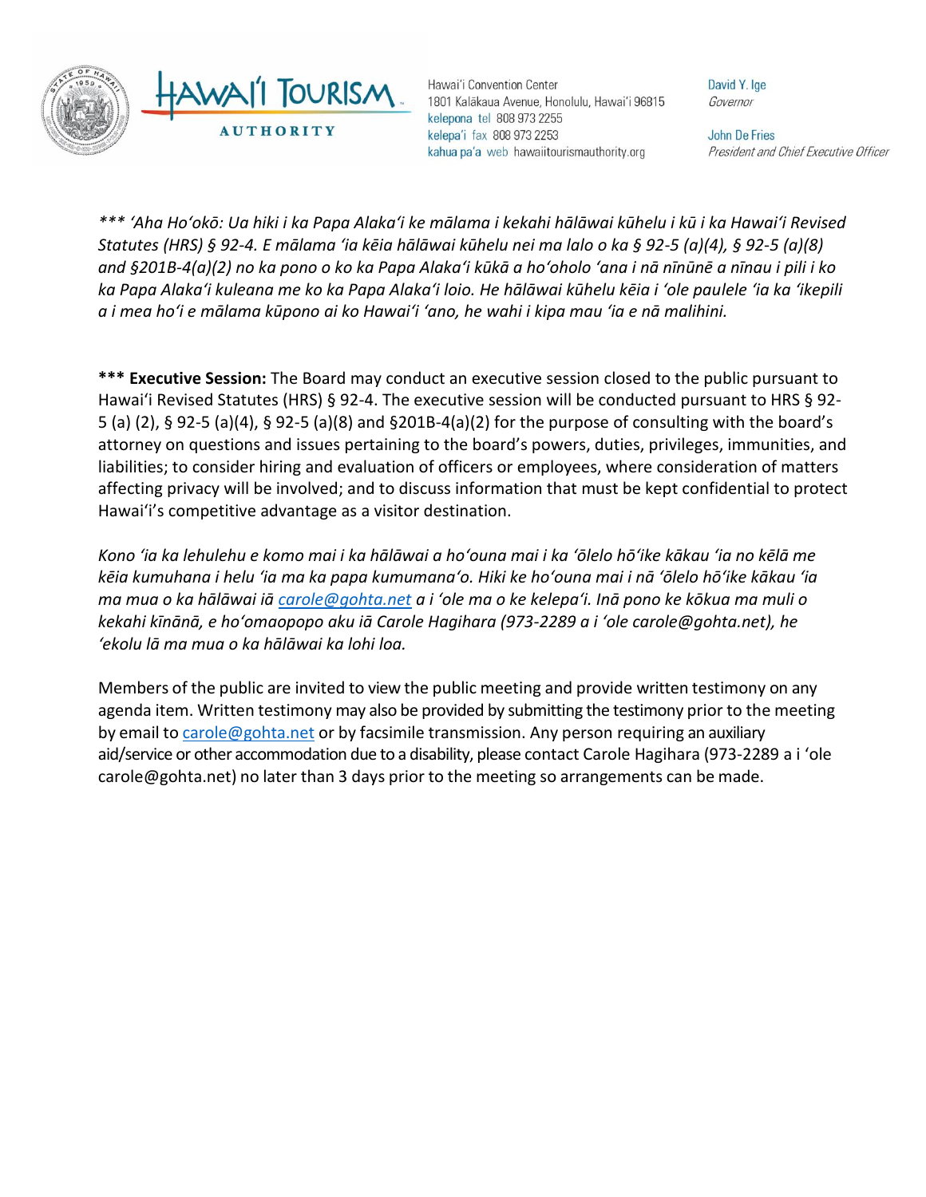*\*\*\* ʻAha Hoʻokō: Ua hiki i ka Papa Alakaʻi ke mālama i kekahi hālāwai kūhelu i kū i ka Hawaiʻi Revised Statutes (HRS) § 92-4. E mālama ʻia kēia hālāwai kūhelu nei ma lalo o ka § 92-5 (a)(4), § 92-5 (a)(8) and §201B-4(a)(2) no ka pono o ko ka Papa Alakaʻi kūkā a hoʻoholo ʻana i nā nīnūnē a nīnau i pili i ko ka Papa Alakaʻi kuleana me ko ka Papa Alakaʻi loio. He hālāwai kūhelu kēia i ʻole paulele ʻia ka ʻikepili a i mea hoʻi e mālama kūpono ai ko Hawaiʻi ʻano, he wahi i kipa mau ʻia e nā malihini.*

**\*\*\* Executive Session:** The Board may conduct an executive session closed to the public pursuant to Hawaiʻi Revised Statutes (HRS) § 92-4. The executive session will be conducted pursuant to HRS § 92-5 (a) (2), § 92-5 (a)(4), § 92-5 (a)(8) and §201B-4(a)(2) for the purpose of consulting with the board's attorney on questions and issues pertaining to the board's powers, duties, privileges, immunities, and liabilities; to consider hiring and evaluation of officers or employees, where consideration of matters affecting privacy will be involved; and to discuss information that must be kept confidential to protect Hawaiʻi's competitive advantage as a visitor destination.

*Kono ʻia ka lehulehu e komo mai i ka hālāwai a hoʻouna mai i ka ʻōlelo hōʻike kākau ʻia no kēlā me kēia kumuhana i helu ʻia ma ka papa kumumanaʻo. Hiki ke hoʻouna mai i nā ʻōlelo hōʻike kākau ʻia ma mua o ka hālāwai iā [carole@gohta.net](mailto:carole@gohta.net) a i ʻole ma o ke kelepaʻi. Inā pono ke kōkua ma muli o kekahi kīnānā, e hoʻomaopopo aku iā Carole Hagihara (973-2289 a i ʻole carole@gohta.net), he ʻekolu lā ma mua o ka hālāwai ka lohi loa.*

Members of the public are invited to view the public meeting and provide written testimony on any agenda item. Written testimony may also be provided by submitting the testimony prior to the meeting by email to [carole@gohta.net](mailto:carole@gohta.net) or by facsimile transmission. Any person requiring an auxiliary aid/service or other accommodation due to a disability, please contact Carole Hagihara (973-2289 a i ʻole carole@gohta.net) no later than 3 days prior to the meeting so arrangements can be made.